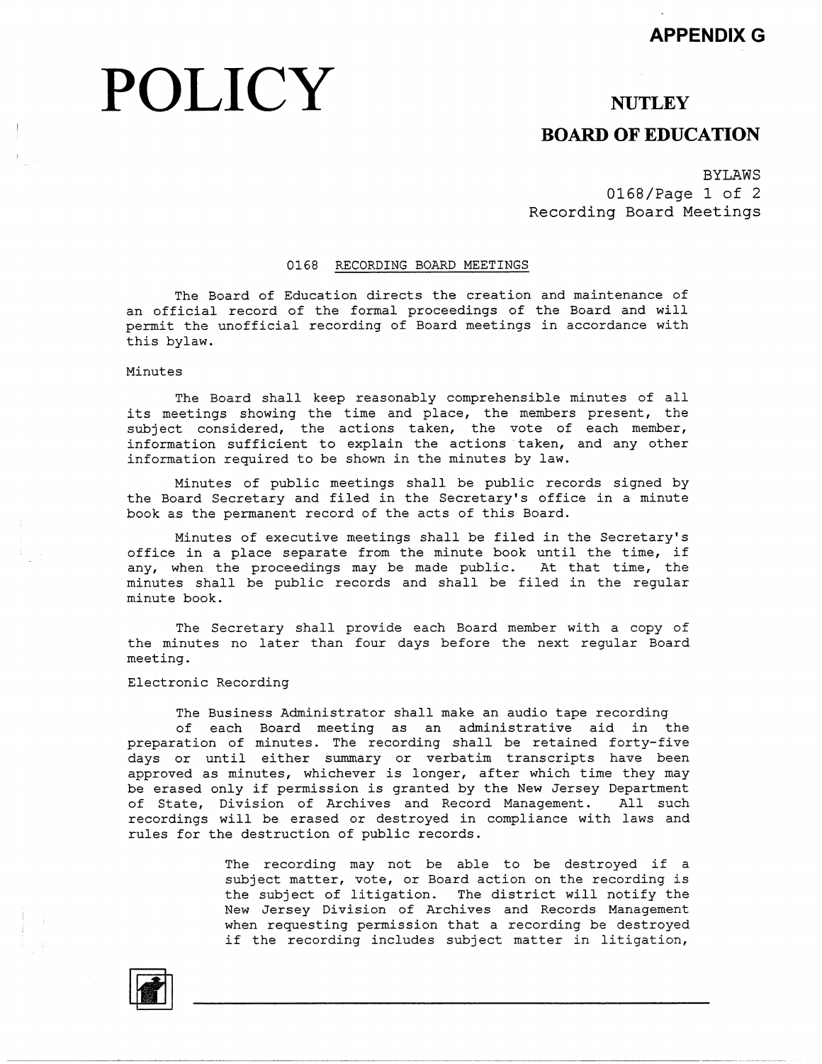**APPENDIX G**

# POLICY

## NUTLEY
## BOARD OF EDUCATION

BYLAWS
0168
Recording Board Meetings

### 0168 RECORDING BOARD MEETINGS

The Board of Education directs the creation and maintenance of an official record of the formal proceedings of the Board and will permit the unofficial recording of Board meetings in accordance with this bylaw.

Minutes

The Board shall keep reasonably comprehensible minutes of all its meetings showing the time and place, the members present, the subject considered, the actions taken, the vote of each member, information sufficient to explain the actions taken, and any other information required to be shown in the minutes by law.

Minutes of public meetings shall be public records signed by the Board Secretary and filed in the Secretary's office in a minute book as the permanent record of the acts of this Board.

Minutes of executive meetings shall be filed in the Secretary's office in a place separate from the minute book until the time, if any, when the proceedings may be made public. At that time, the minutes shall be public records and shall be filed in the regular minute book.

The Secretary shall provide each Board member with a copy of the minutes no later than four days before the next regular Board meeting.

Electronic Recording

The Business Administrator shall make an audio tape recording of each Board meeting as an administrative aid in the preparation of minutes. The recording shall be retained forty-five days or until either summary or verbatim transcripts have been approved as minutes, whichever is longer, after which time they may be erased only if permission is granted by the New Jersey Department of State, Division of Archives and Record Management. All such recordings will be erased or destroyed in compliance with laws and rules for the destruction of public records.

> The recording may not be able to be destroyed if a subject matter, vote, or Board action on the recording is the subject of litigation. The district will notify the New Jersey Division of Archives and Records Management when requesting permission that a recording be destroyed if the recording includes subject matter in litigation,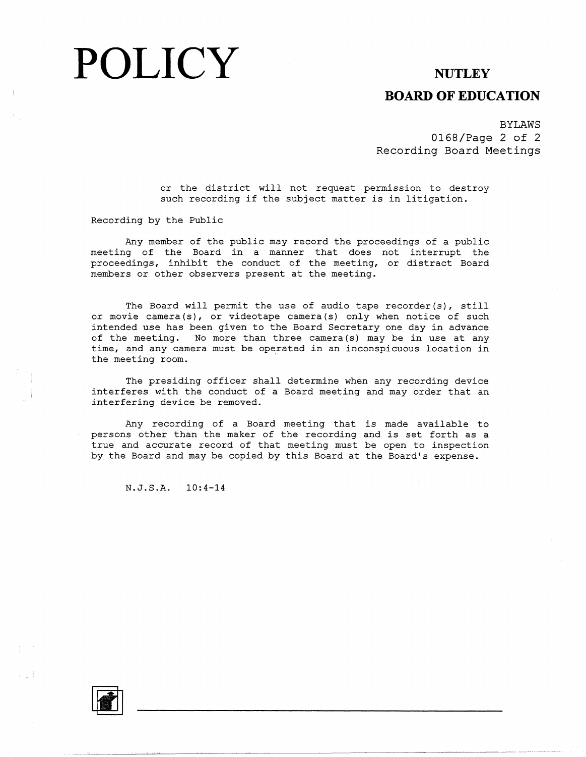or the district will not request permission to destroy such recording if the subject matter is in litigation.

Recording by the Public

Any member of the public may record the proceedings of a public meeting of the Board in a manner that does not interrupt the proceedings, inhibit the conduct of the meeting, or distract Board members or other observers present at the meeting.

The Board will permit the use of audio tape recorder(s), still or movie camera(s), or videotape camera(s) only when notice of such intended use has been given to the Board Secretary one day in advance of the meeting. No more than three camera(s) may be in use at any time, and any camera must be operated in an inconspicuous location in the meeting room.

The presiding officer shall determine when any recording device interferes with the conduct of a Board meeting and may order that an interfering device be removed.

Any recording of a Board meeting that is made available to persons other than the maker of the recording and is set forth as a true and accurate record of that meeting must be open to inspection by the Board and may be copied by this Board at the Board's expense.

N.J.S.A. 10:4-14